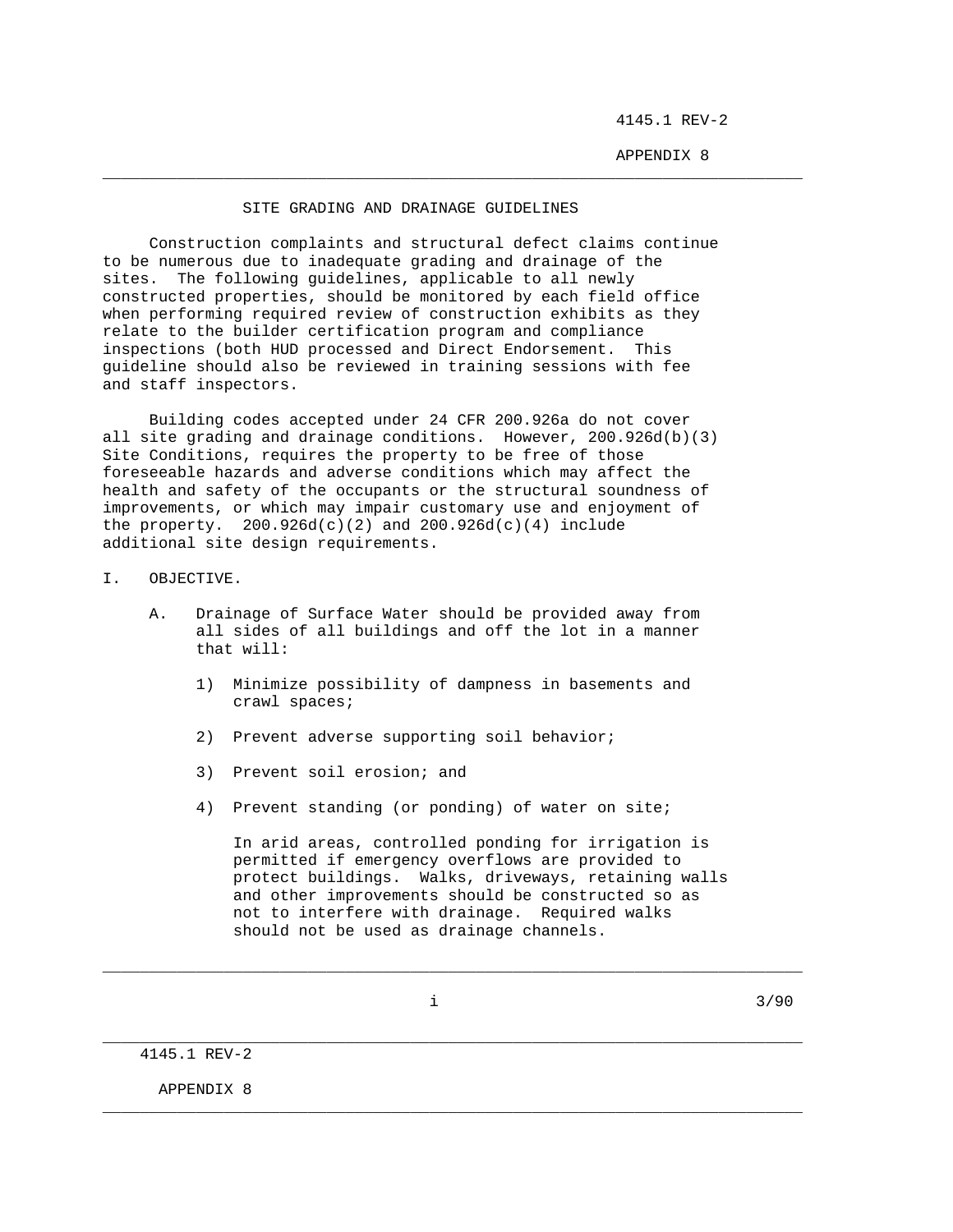# SITE GRADING AND DRAINAGE GUIDELINES

Construction complaints and structural defect claims continue to be numerous due to inadequate grading and drainage of the sites. The following guidelines, applicable to all newly constructed properties, should be monitored by each field office when performing required review of construction exhibits as they relate to the builder certification program and compliance inspections (both HUD processed and Direct Endorsement. This guideline should also be reviewed in training sessions with fee and staff inspectors.

Building codes accepted under 24 CFR 200.926a do not cover all site grading and drainage conditions. However, 200.926d(b)(3) Site Conditions, requires the property to be free of those foreseeable hazards and adverse conditions which may affect the health and safety of the occupants or the structural soundness of improvements, or which may impair customary use and enjoyment of the property. 200.926d(c)(2) and 200.926d(c)(4) include additional site design requirements.

## I. OBJECTIVE.

A. Drainage of Surface Water should be provided away from all sides of all buildings and off the lot in a manner that will:

1) Minimize possibility of dampness in basements and crawl spaces;

2) Prevent adverse supporting soil behavior;

3) Prevent soil erosion; and

4) Prevent standing (or ponding) of water on site;

In arid areas, controlled ponding for irrigation is permitted if emergency overflows are provided to protect buildings. Walks, driveways, retaining walls and other improvements should be constructed so as not to interfere with drainage. Required walks should not be used as drainage channels.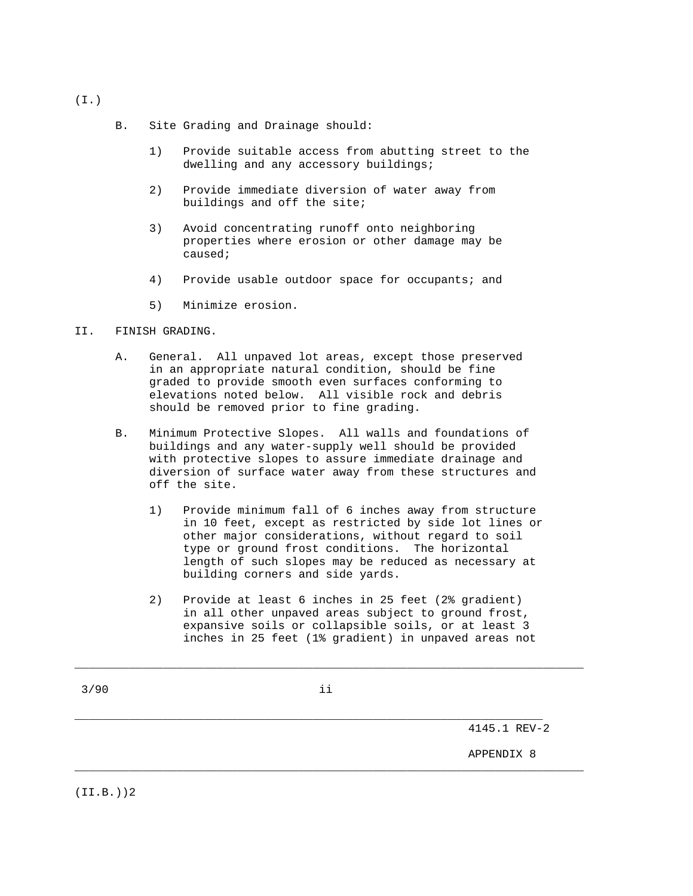(I.)

B. Site Grading and Drainage should:

1) Provide suitable access from abutting street to the dwelling and any accessory buildings;

2) Provide immediate diversion of water away from buildings and off the site;

3) Avoid concentrating runoff onto neighboring properties where erosion or other damage may be caused;

4) Provide usable outdoor space for occupants; and

5) Minimize erosion.

II. FINISH GRADING.

A. General. All unpaved lot areas, except those preserved in an appropriate natural condition, should be fine graded to provide smooth even surfaces conforming to elevations noted below. All visible rock and debris should be removed prior to fine grading.

B. Minimum Protective Slopes. All walls and foundations of buildings and any water-supply well should be provided with protective slopes to assure immediate drainage and diversion of surface water away from these structures and off the site.

1) Provide minimum fall of 6 inches away from structure in 10 feet, except as restricted by side lot lines or other major considerations, without regard to soil type or ground frost conditions. The horizontal length of such slopes may be reduced as necessary at building corners and side yards.

2) Provide at least 6 inches in 25 feet (2% gradient) in all other unpaved areas subject to ground frost, expansive soils or collapsible soils, or at least 3 inches in 25 feet (1% gradient) in unpaved areas not

(II.B.))2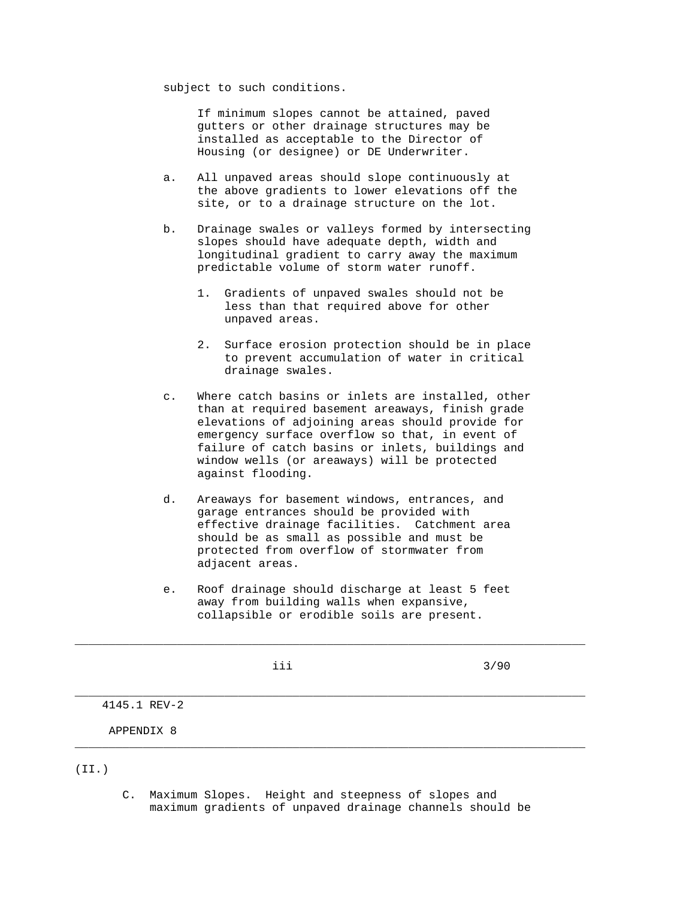subject to such conditions.

If minimum slopes cannot be attained, paved gutters or other drainage structures may be installed as acceptable to the Director of Housing (or designee) or DE Underwriter.

a. All unpaved areas should slope continuously at the above gradients to lower elevations off the site, or to a drainage structure on the lot.

b. Drainage swales or valleys formed by intersecting slopes should have adequate depth, width and longitudinal gradient to carry away the maximum predictable volume of storm water runoff.

   1. Gradients of unpaved swales should not be less than that required above for other unpaved areas.

   2. Surface erosion protection should be in place to prevent accumulation of water in critical drainage swales.

c. Where catch basins or inlets are installed, other than at required basement areaways, finish grade elevations of adjoining areas should provide for emergency surface overflow so that, in event of failure of catch basins or inlets, buildings and window wells (or areaways) will be protected against flooding.

d. Areaways for basement windows, entrances, and garage entrances should be provided with effective drainage facilities. Catchment area should be as small as possible and must be protected from overflow of stormwater from adjacent areas.

e. Roof drainage should discharge at least 5 feet away from building walls when expansive, collapsible or erodible soils are present.

(II.)

C. Maximum Slopes. Height and steepness of slopes and maximum gradients of unpaved drainage channels should be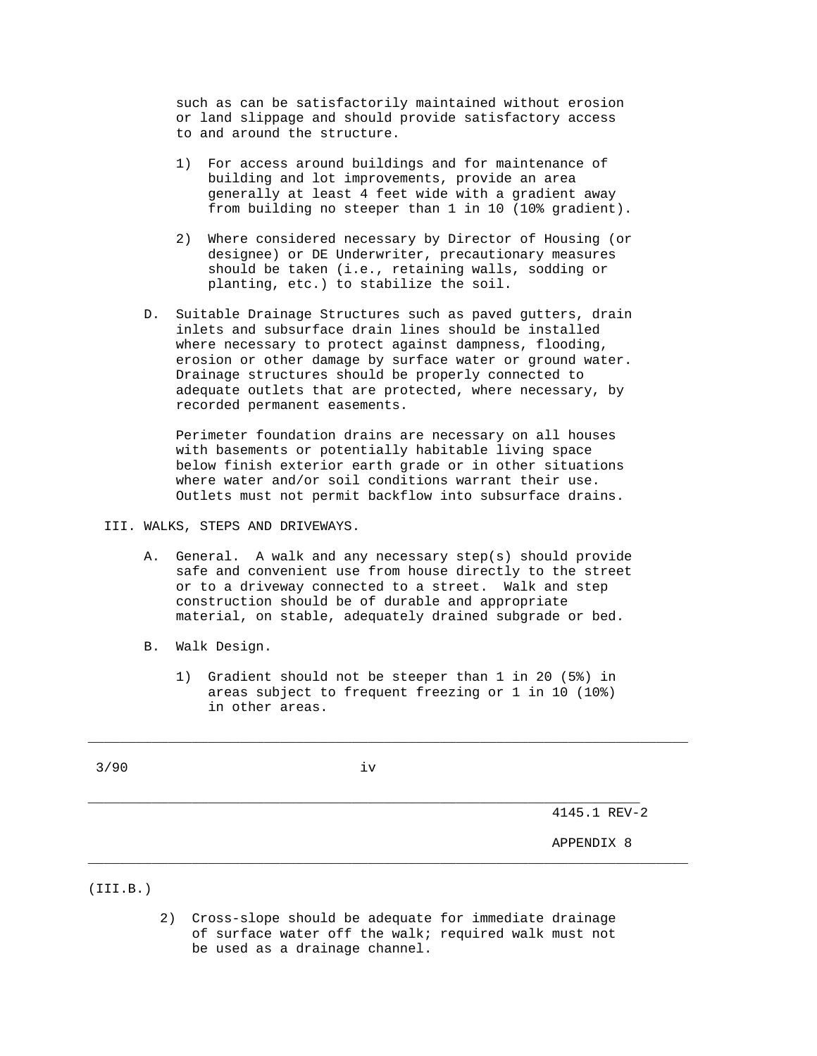such as can be satisfactorily maintained without erosion or land slippage and should provide satisfactory access to and around the structure.

1) For access around buildings and for maintenance of building and lot improvements, provide an area generally at least 4 feet wide with a gradient away from building no steeper than 1 in 10 (10% gradient).

2) Where considered necessary by Director of Housing (or designee) or DE Underwriter, precautionary measures should be taken (i.e., retaining walls, sodding or planting, etc.) to stabilize the soil.

D. Suitable Drainage Structures such as paved gutters, drain inlets and subsurface drain lines should be installed where necessary to protect against dampness, flooding, erosion or other damage by surface water or ground water. Drainage structures should be properly connected to adequate outlets that are protected, where necessary, by recorded permanent easements.

Perimeter foundation drains are necessary on all houses with basements or potentially habitable living space below finish exterior earth grade or in other situations where water and/or soil conditions warrant their use. Outlets must not permit backflow into subsurface drains.

## III. WALKS, STEPS AND DRIVEWAYS.

A. General. A walk and any necessary step(s) should provide safe and convenient use from house directly to the street or to a driveway connected to a street. Walk and step construction should be of durable and appropriate material, on stable, adequately drained subgrade or bed.

B. Walk Design.

1) Gradient should not be steeper than 1 in 20 (5%) in areas subject to frequent freezing or 1 in 10 (10%) in other areas.

(III.B.)

2) Cross-slope should be adequate for immediate drainage of surface water off the walk; required walk must not be used as a drainage channel.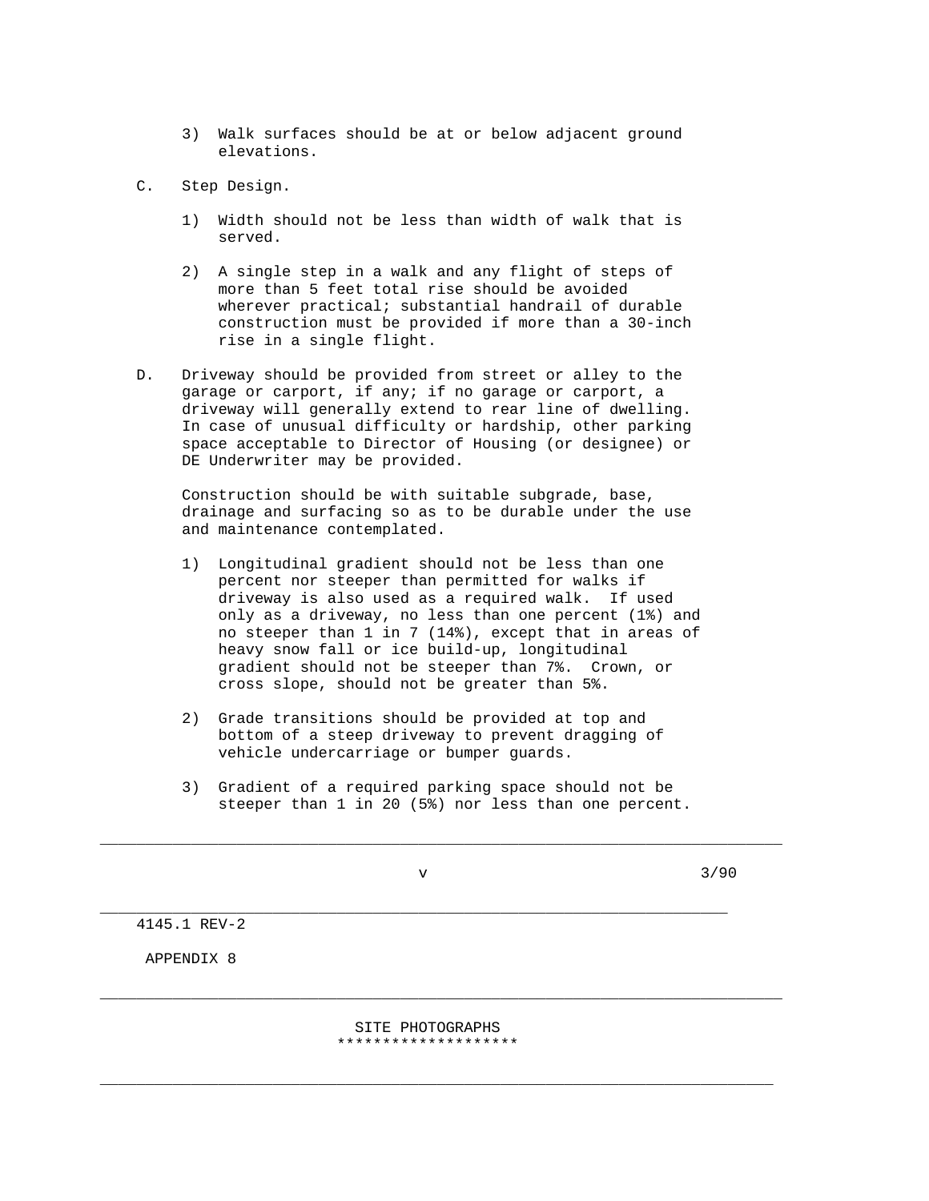3) Walk surfaces should be at or below adjacent ground elevations.

C. Step Design.

   1) Width should not be less than width of walk that is served.

   2) A single step in a walk and any flight of steps of more than 5 feet total rise should be avoided wherever practical; substantial handrail of durable construction must be provided if more than a 30-inch rise in a single flight.

D. Driveway should be provided from street or alley to the garage or carport, if any; if no garage or carport, a driveway will generally extend to rear line of dwelling. In case of unusual difficulty or hardship, other parking space acceptable to Director of Housing (or designee) or DE Underwriter may be provided.

   Construction should be with suitable subgrade, base, drainage and surfacing so as to be durable under the use and maintenance contemplated.

   1) Longitudinal gradient should not be less than one percent nor steeper than permitted for walks if driveway is also used as a required walk. If used only as a driveway, no less than one percent (1%) and no steeper than 1 in 7 (14%), except that in areas of heavy snow fall or ice build-up, longitudinal gradient should not be steeper than 7%. Crown, or cross slope, should not be greater than 5%.

   2) Grade transitions should be provided at top and bottom of a steep driveway to prevent dragging of vehicle undercarriage or bumper guards.

   3) Gradient of a required parking space should not be steeper than 1 in 20 (5%) nor less than one percent.

---

4145.1 REV-2

APPENDIX 8

---

SITE PHOTOGRAPHS
********************

---